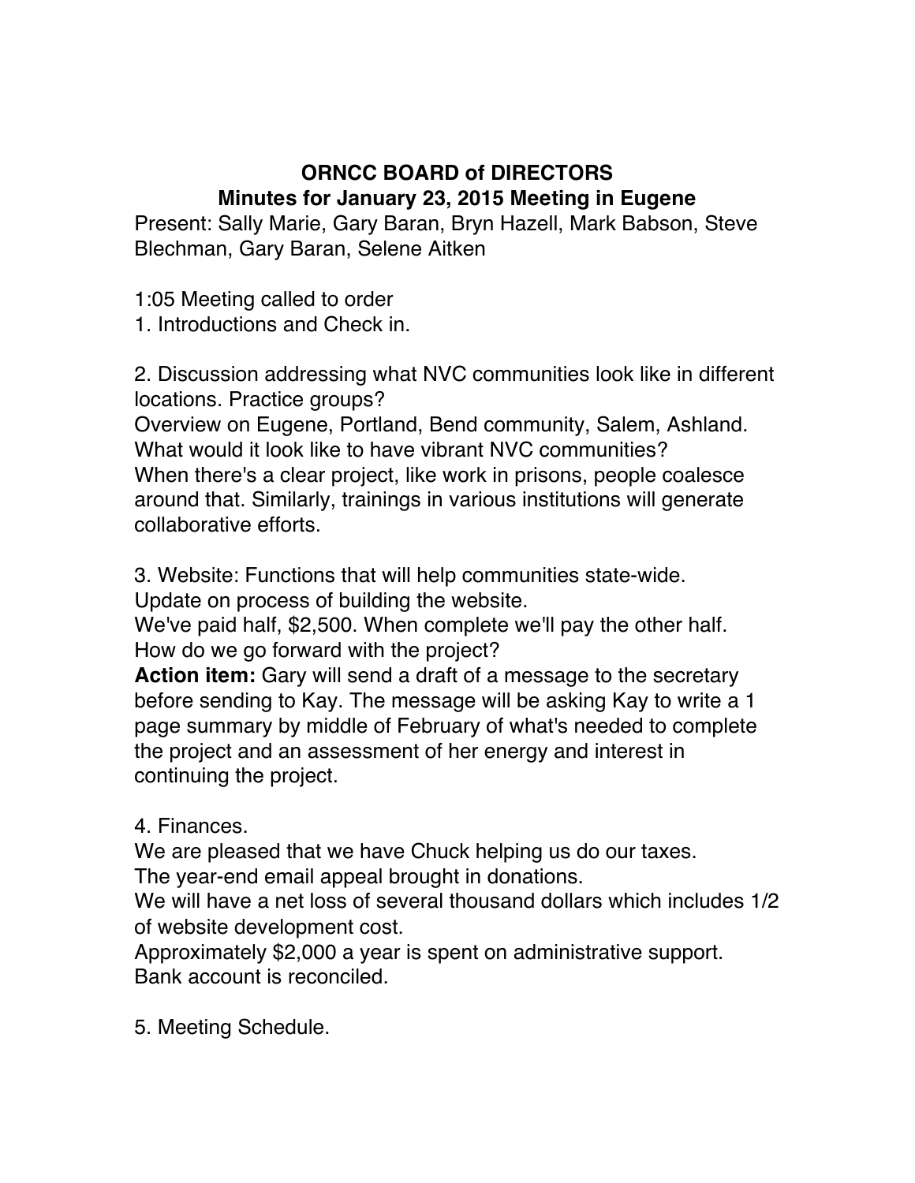# ORNCC BOARD of DIRECTORS
## Minutes for January 23, 2015 Meeting in Eugene

Present: Sally Marie, Gary Baran, Bryn Hazell, Mark Babson, Steve Blechman, Gary Baran, Selene Aitken

1:05 Meeting called to order

1. Introductions and Check in.

2. Discussion addressing what NVC communities look like in different locations. Practice groups?
Overview on Eugene, Portland, Bend community, Salem, Ashland.
What would it look like to have vibrant NVC communities?
When there's a clear project, like work in prisons, people coalesce around that. Similarly, trainings in various institutions will generate collaborative efforts.

3. Website: Functions that will help communities state-wide.
Update on process of building the website.
We've paid half, $2,500. When complete we'll pay the other half.
How do we go forward with the project?
**Action item:** Gary will send a draft of a message to the secretary before sending to Kay. The message will be asking Kay to write a 1 page summary by middle of February of what's needed to complete the project and an assessment of her energy and interest in continuing the project.

4. Finances.
We are pleased that we have Chuck helping us do our taxes.
The year-end email appeal brought in donations.
We will have a net loss of several thousand dollars which includes 1/2 of website development cost.
Approximately $2,000 a year is spent on administrative support.
Bank account is reconciled.

5. Meeting Schedule.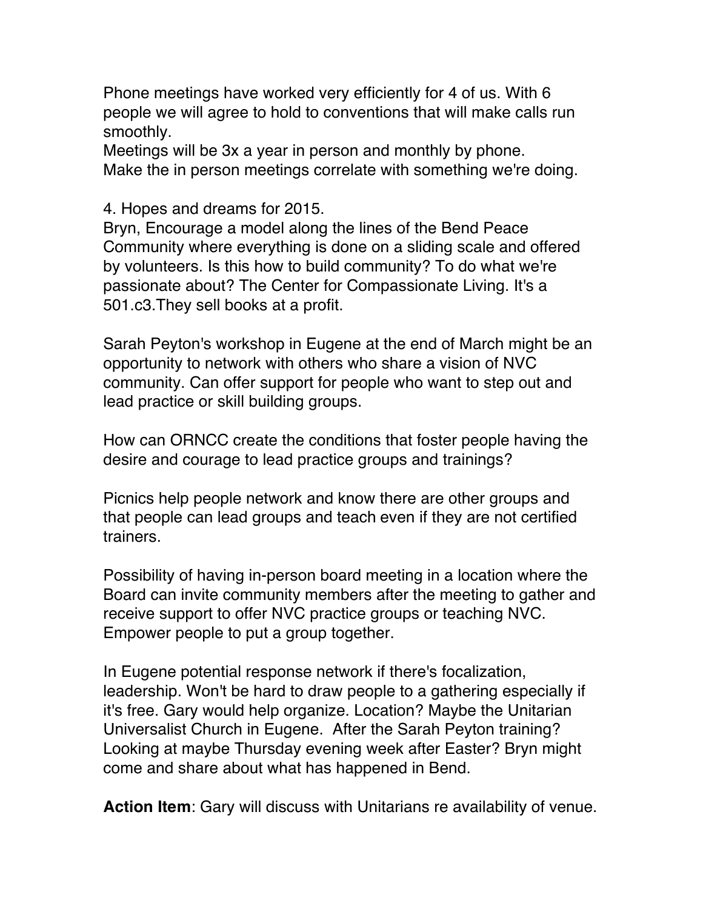Phone meetings have worked very efficiently for 4 of us. With 6 people we will agree to hold to conventions that will make calls run smoothly.
Meetings will be 3x a year in person and monthly by phone.
Make the in person meetings correlate with something we're doing.

4. Hopes and dreams for 2015.
Bryn, Encourage a model along the lines of the Bend Peace Community where everything is done on a sliding scale and offered by volunteers. Is this how to build community? To do what we're passionate about? The Center for Compassionate Living. It's a 501.c3.They sell books at a profit.

Sarah Peyton's workshop in Eugene at the end of March might be an opportunity to network with others who share a vision of NVC community. Can offer support for people who want to step out and lead practice or skill building groups.

How can ORNCC create the conditions that foster people having the desire and courage to lead practice groups and trainings?

Picnics help people network and know there are other groups and that people can lead groups and teach even if they are not certified trainers.

Possibility of having in-person board meeting in a location where the Board can invite community members after the meeting to gather and receive support to offer NVC practice groups or teaching NVC. Empower people to put a group together.

In Eugene potential response network if there's focalization, leadership. Won't be hard to draw people to a gathering especially if it's free. Gary would help organize. Location? Maybe the Unitarian Universalist Church in Eugene. After the Sarah Peyton training? Looking at maybe Thursday evening week after Easter? Bryn might come and share about what has happened in Bend.

**Action Item**: Gary will discuss with Unitarians re availability of venue.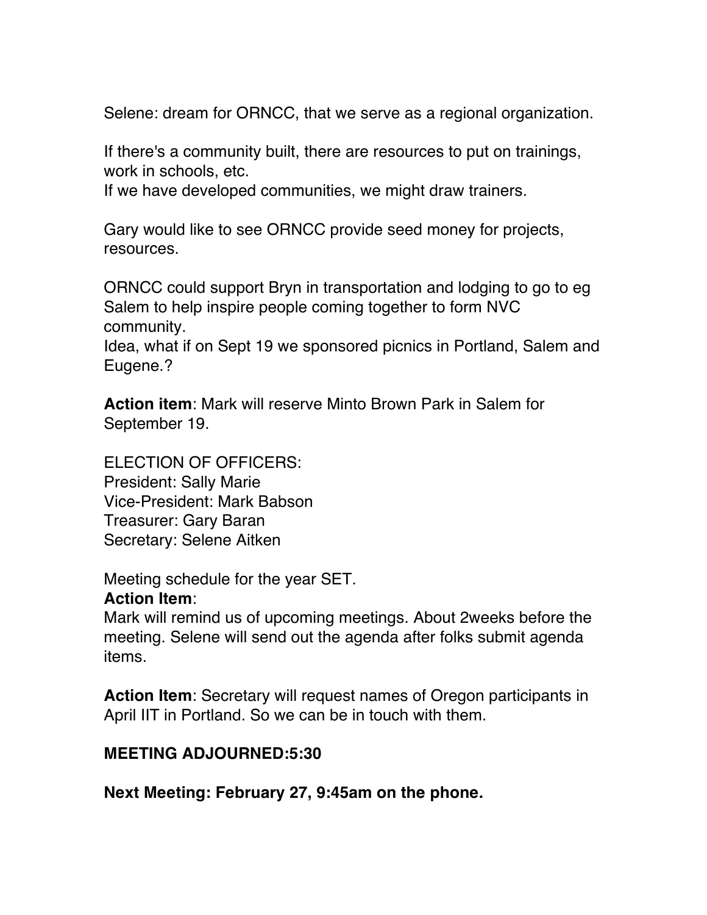Selene: dream for ORNCC, that we serve as a regional organization.

If there's a community built, there are resources to put on trainings, work in schools, etc.
If we have developed communities, we might draw trainers.

Gary would like to see ORNCC provide seed money for projects, resources.

ORNCC could support Bryn in transportation and lodging to go to eg Salem to help inspire people coming together to form NVC community.
Idea, what if on Sept 19 we sponsored picnics in Portland, Salem and Eugene.?

**Action item**: Mark will reserve Minto Brown Park in Salem for September 19.

ELECTION OF OFFICERS:
President: Sally Marie
Vice-President: Mark Babson
Treasurer: Gary Baran
Secretary: Selene Aitken

Meeting schedule for the year SET.
**Action Item**:
Mark will remind us of upcoming meetings. About 2weeks before the meeting. Selene will send out the agenda after folks submit agenda items.

**Action Item**: Secretary will request names of Oregon participants in April IIT in Portland. So we can be in touch with them.

**MEETING ADJOURNED:5:30**

**Next Meeting: February 27, 9:45am on the phone.**